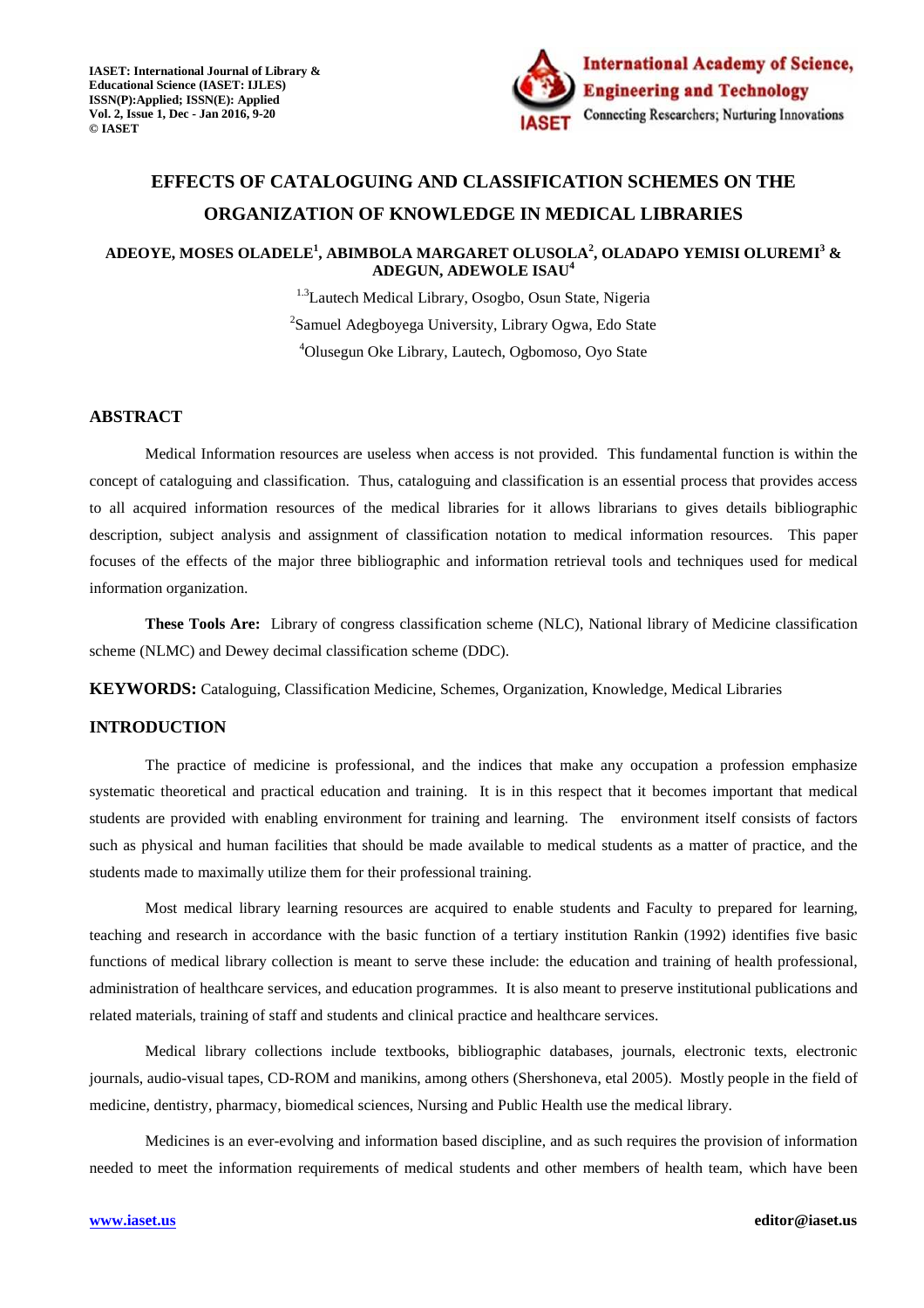# EFFECTS OF CATALOGUING AND CLASSIFICATION SCHEMES ON THE ORGANIZATION OF KNOWLEDGE IN MEDICAL LIBRARIES

**ADEOYE, MOSES OLADELE[1], ABIMBOLA MARGARET OLUSOLA[2], OLADAPO YEMISI OLUREMI[3] & ADEGUN, ADEWOLE ISAU[4]**

[1,3]Lautech Medical Library, Osogbo, Osun State, Nigeria

[2]Samuel Adegboyega University, Library Ogwa, Edo State

[4]Olusegun Oke Library, Lautech, Ogbomoso, Oyo State

## ABSTRACT

Medical Information resources are useless when access is not provided. This fundamental function is within the concept of cataloguing and classification. Thus, cataloguing and classification is an essential process that provides access to all acquired information resources of the medical libraries for it allows librarians to gives details bibliographic description, subject analysis and assignment of classification notation to medical information resources. This paper focuses of the effects of the major three bibliographic and information retrieval tools and techniques used for medical information organization.

**These Tools Are:** Library of congress classification scheme (NLC), National library of Medicine classification scheme (NLMC) and Dewey decimal classification scheme (DDC).

**KEYWORDS:** Cataloguing, Classification Medicine, Schemes, Organization, Knowledge, Medical Libraries

## INTRODUCTION

The practice of medicine is professional, and the indices that make any occupation a profession emphasize systematic theoretical and practical education and training. It is in this respect that it becomes important that medical students are provided with enabling environment for training and learning. The environment itself consists of factors such as physical and human facilities that should be made available to medical students as a matter of practice, and the students made to maximally utilize them for their professional training.

Most medical library learning resources are acquired to enable students and Faculty to prepared for learning, teaching and research in accordance with the basic function of a tertiary institution Rankin (1992) identifies five basic functions of medical library collection is meant to serve these include: the education and training of health professional, administration of healthcare services, and education programmes. It is also meant to preserve institutional publications and related materials, training of staff and students and clinical practice and healthcare services.

Medical library collections include textbooks, bibliographic databases, journals, electronic texts, electronic journals, audio-visual tapes, CD-ROM and manikins, among others (Shershoneva, etal 2005). Mostly people in the field of medicine, dentistry, pharmacy, biomedical sciences, Nursing and Public Health use the medical library.

Medicines is an ever-evolving and information based discipline, and as such requires the provision of information needed to meet the information requirements of medical students and other members of health team, which have been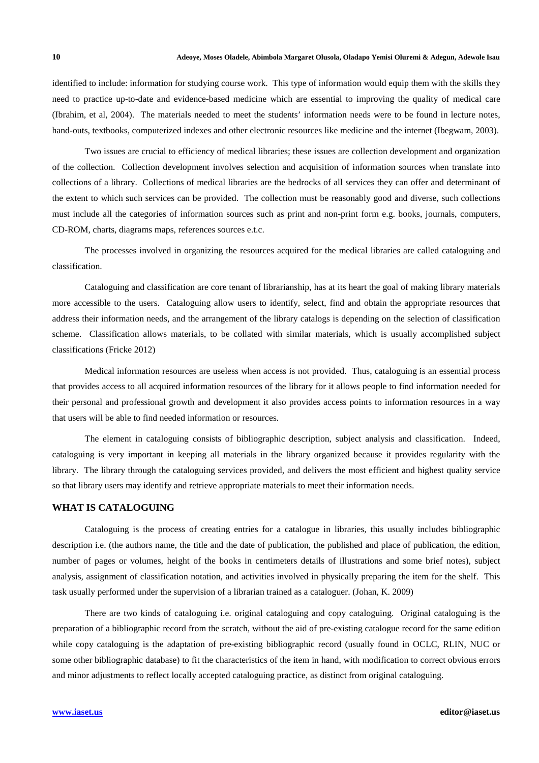identified to include: information for studying course work. This type of information would equip them with the skills they need to practice up-to-date and evidence-based medicine which are essential to improving the quality of medical care (Ibrahim, et al, 2004). The materials needed to meet the students' information needs were to be found in lecture notes, hand-outs, textbooks, computerized indexes and other electronic resources like medicine and the internet (Ibegwam, 2003).

Two issues are crucial to efficiency of medical libraries; these issues are collection development and organization of the collection. Collection development involves selection and acquisition of information sources when translate into collections of a library. Collections of medical libraries are the bedrocks of all services they can offer and determinant of the extent to which such services can be provided. The collection must be reasonably good and diverse, such collections must include all the categories of information sources such as print and non-print form e.g. books, journals, computers, CD-ROM, charts, diagrams maps, references sources e.t.c.

The processes involved in organizing the resources acquired for the medical libraries are called cataloguing and classification.

Cataloguing and classification are core tenant of librarianship, has at its heart the goal of making library materials more accessible to the users. Cataloguing allow users to identify, select, find and obtain the appropriate resources that address their information needs, and the arrangement of the library catalogs is depending on the selection of classification scheme. Classification allows materials, to be collated with similar materials, which is usually accomplished subject classifications (Fricke 2012)

Medical information resources are useless when access is not provided. Thus, cataloguing is an essential process that provides access to all acquired information resources of the library for it allows people to find information needed for their personal and professional growth and development it also provides access points to information resources in a way that users will be able to find needed information or resources.

The element in cataloguing consists of bibliographic description, subject analysis and classification. Indeed, cataloguing is very important in keeping all materials in the library organized because it provides regularity with the library. The library through the cataloguing services provided, and delivers the most efficient and highest quality service so that library users may identify and retrieve appropriate materials to meet their information needs.

## WHAT IS CATALOGUING

Cataloguing is the process of creating entries for a catalogue in libraries, this usually includes bibliographic description i.e. (the authors name, the title and the date of publication, the published and place of publication, the edition, number of pages or volumes, height of the books in centimeters details of illustrations and some brief notes), subject analysis, assignment of classification notation, and activities involved in physically preparing the item for the shelf. This task usually performed under the supervision of a librarian trained as a cataloguer. (Johan, K. 2009)

There are two kinds of cataloguing i.e. original cataloguing and copy cataloguing. Original cataloguing is the preparation of a bibliographic record from the scratch, without the aid of pre-existing catalogue record for the same edition while copy cataloguing is the adaptation of pre-existing bibliographic record (usually found in OCLC, RLIN, NUC or some other bibliographic database) to fit the characteristics of the item in hand, with modification to correct obvious errors and minor adjustments to reflect locally accepted cataloguing practice, as distinct from original cataloguing.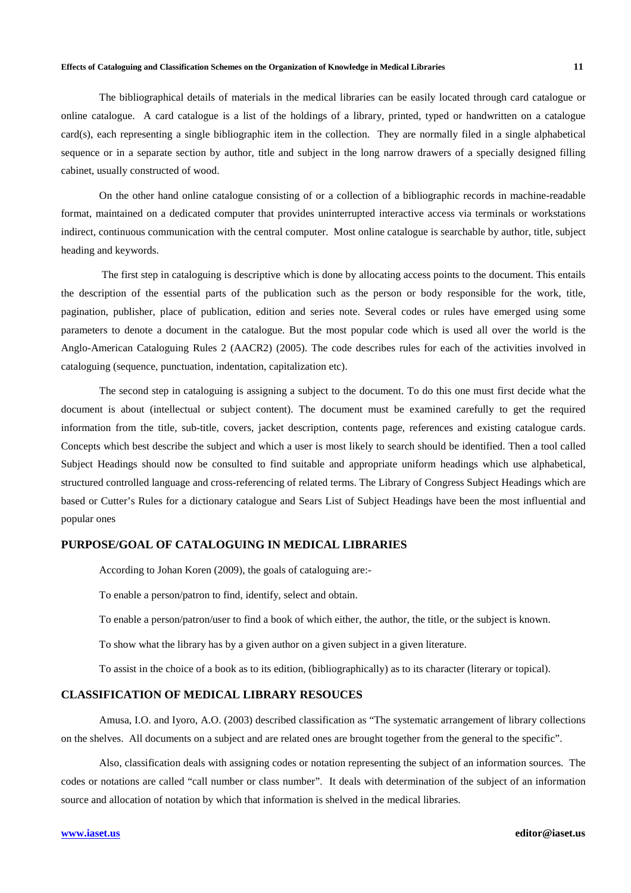The bibliographical details of materials in the medical libraries can be easily located through card catalogue or online catalogue. A card catalogue is a list of the holdings of a library, printed, typed or handwritten on a catalogue card(s), each representing a single bibliographic item in the collection. They are normally filed in a single alphabetical sequence or in a separate section by author, title and subject in the long narrow drawers of a specially designed filling cabinet, usually constructed of wood.

On the other hand online catalogue consisting of or a collection of a bibliographic records in machine-readable format, maintained on a dedicated computer that provides uninterrupted interactive access via terminals or workstations indirect, continuous communication with the central computer. Most online catalogue is searchable by author, title, subject heading and keywords.

The first step in cataloguing is descriptive which is done by allocating access points to the document. This entails the description of the essential parts of the publication such as the person or body responsible for the work, title, pagination, publisher, place of publication, edition and series note. Several codes or rules have emerged using some parameters to denote a document in the catalogue. But the most popular code which is used all over the world is the Anglo-American Cataloguing Rules 2 (AACR2) (2005). The code describes rules for each of the activities involved in cataloguing (sequence, punctuation, indentation, capitalization etc).

The second step in cataloguing is assigning a subject to the document. To do this one must first decide what the document is about (intellectual or subject content). The document must be examined carefully to get the required information from the title, sub-title, covers, jacket description, contents page, references and existing catalogue cards. Concepts which best describe the subject and which a user is most likely to search should be identified. Then a tool called Subject Headings should now be consulted to find suitable and appropriate uniform headings which use alphabetical, structured controlled language and cross-referencing of related terms. The Library of Congress Subject Headings which are based or Cutter's Rules for a dictionary catalogue and Sears List of Subject Headings have been the most influential and popular ones

## PURPOSE/GOAL OF CATALOGUING IN MEDICAL LIBRARIES

According to Johan Koren (2009), the goals of cataloguing are:-

To enable a person/patron to find, identify, select and obtain.

To enable a person/patron/user to find a book of which either, the author, the title, or the subject is known.

To show what the library has by a given author on a given subject in a given literature.

To assist in the choice of a book as to its edition, (bibliographically) as to its character (literary or topical).

## CLASSIFICATION OF MEDICAL LIBRARY RESOUCES

Amusa, I.O. and Iyoro, A.O. (2003) described classification as "The systematic arrangement of library collections on the shelves. All documents on a subject and are related ones are brought together from the general to the specific".

Also, classification deals with assigning codes or notation representing the subject of an information sources. The codes or notations are called "call number or class number". It deals with determination of the subject of an information source and allocation of notation by which that information is shelved in the medical libraries.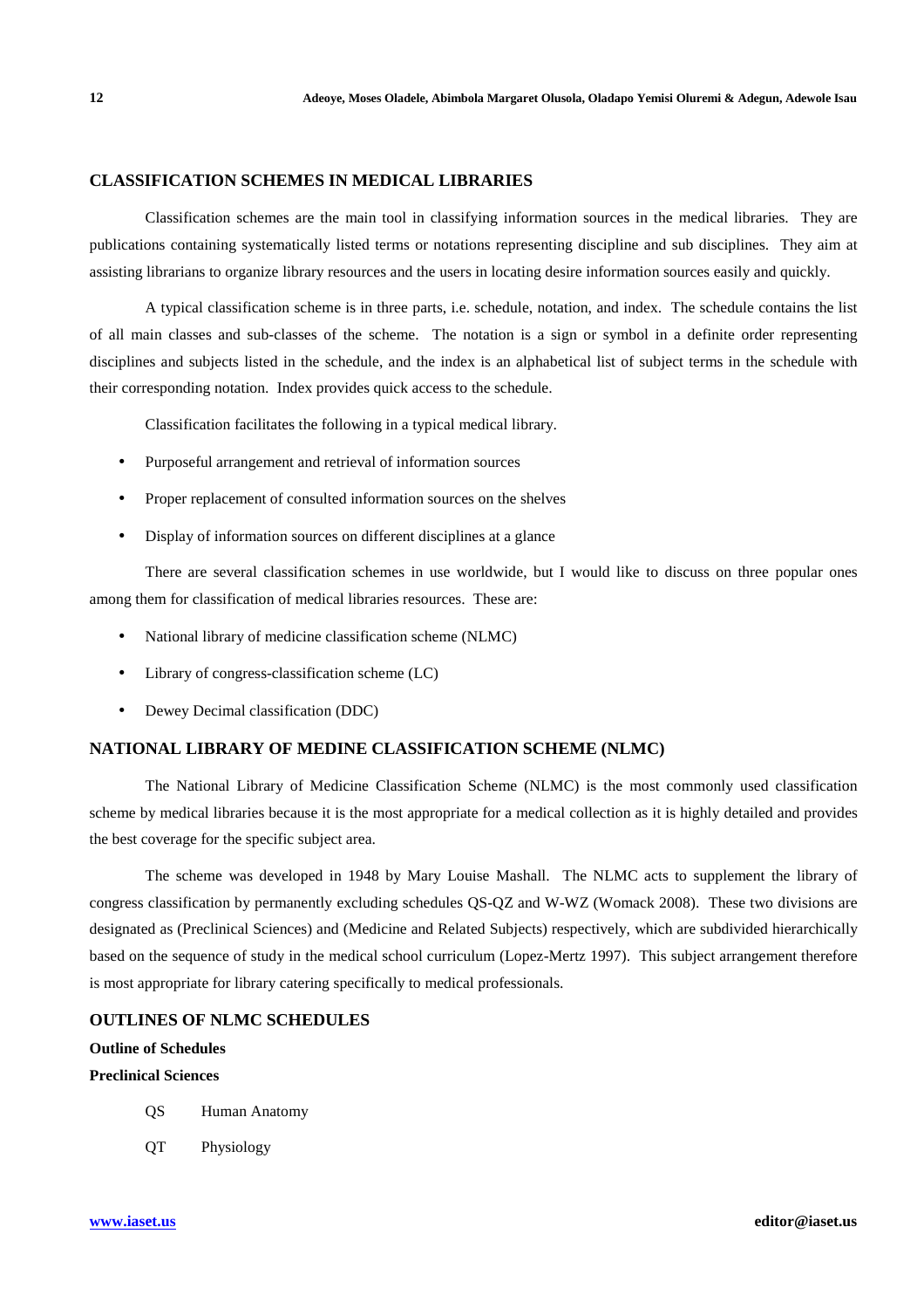## CLASSIFICATION SCHEMES IN MEDICAL LIBRARIES

Classification schemes are the main tool in classifying information sources in the medical libraries. They are publications containing systematically listed terms or notations representing discipline and sub disciplines. They aim at assisting librarians to organize library resources and the users in locating desire information sources easily and quickly.

A typical classification scheme is in three parts, i.e. schedule, notation, and index. The schedule contains the list of all main classes and sub-classes of the scheme. The notation is a sign or symbol in a definite order representing disciplines and subjects listed in the schedule, and the index is an alphabetical list of subject terms in the schedule with their corresponding notation. Index provides quick access to the schedule.

Classification facilitates the following in a typical medical library.

- Purposeful arrangement and retrieval of information sources
- Proper replacement of consulted information sources on the shelves
- Display of information sources on different disciplines at a glance

There are several classification schemes in use worldwide, but I would like to discuss on three popular ones among them for classification of medical libraries resources. These are:

- National library of medicine classification scheme (NLMC)
- Library of congress-classification scheme (LC)
- Dewey Decimal classification (DDC)

## NATIONAL LIBRARY OF MEDINE CLASSIFICATION SCHEME (NLMC)

The National Library of Medicine Classification Scheme (NLMC) is the most commonly used classification scheme by medical libraries because it is the most appropriate for a medical collection as it is highly detailed and provides the best coverage for the specific subject area.

The scheme was developed in 1948 by Mary Louise Mashall. The NLMC acts to supplement the library of congress classification by permanently excluding schedules QS-QZ and W-WZ (Womack 2008). These two divisions are designated as (Preclinical Sciences) and (Medicine and Related Subjects) respectively, which are subdivided hierarchically based on the sequence of study in the medical school curriculum (Lopez-Mertz 1997). This subject arrangement therefore is most appropriate for library catering specifically to medical professionals.

## OUTLINES OF NLMC SCHEDULES

**Outline of Schedules**

**Preclinical Sciences**

QS Human Anatomy

QT Physiology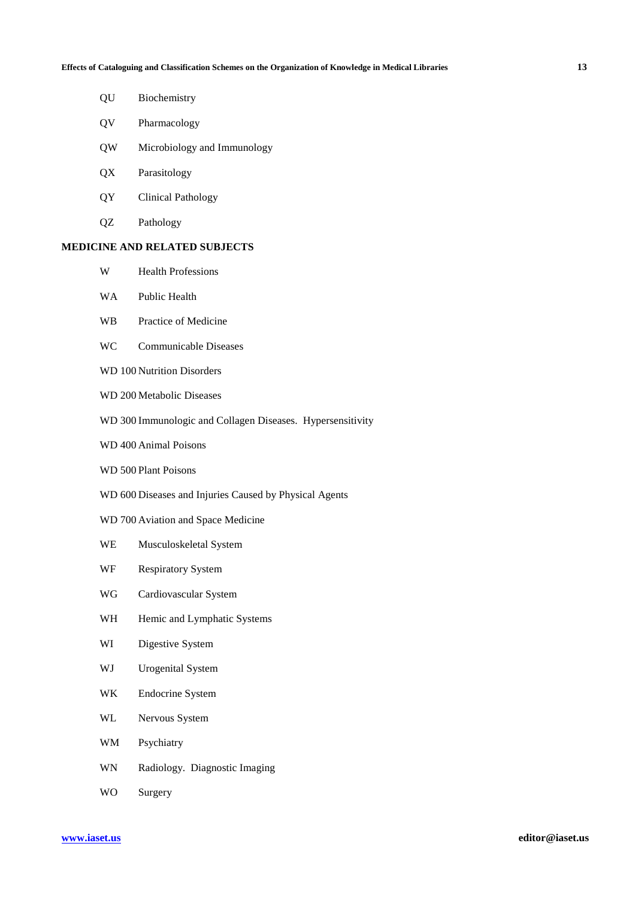QU Biochemistry

QV Pharmacology

QW Microbiology and Immunology

QX Parasitology

QY Clinical Pathology

QZ Pathology

**MEDICINE AND RELATED SUBJECTS**

W Health Professions

WA Public Health

WB Practice of Medicine

WC Communicable Diseases

WD 100 Nutrition Disorders

WD 200 Metabolic Diseases

WD 300 Immunologic and Collagen Diseases. Hypersensitivity

WD 400 Animal Poisons

WD 500 Plant Poisons

WD 600 Diseases and Injuries Caused by Physical Agents

WD 700 Aviation and Space Medicine

WE Musculoskeletal System

WF Respiratory System

WG Cardiovascular System

WH Hemic and Lymphatic Systems

WI Digestive System

WJ Urogenital System

WK Endocrine System

WL Nervous System

WM Psychiatry

WN Radiology. Diagnostic Imaging

WO Surgery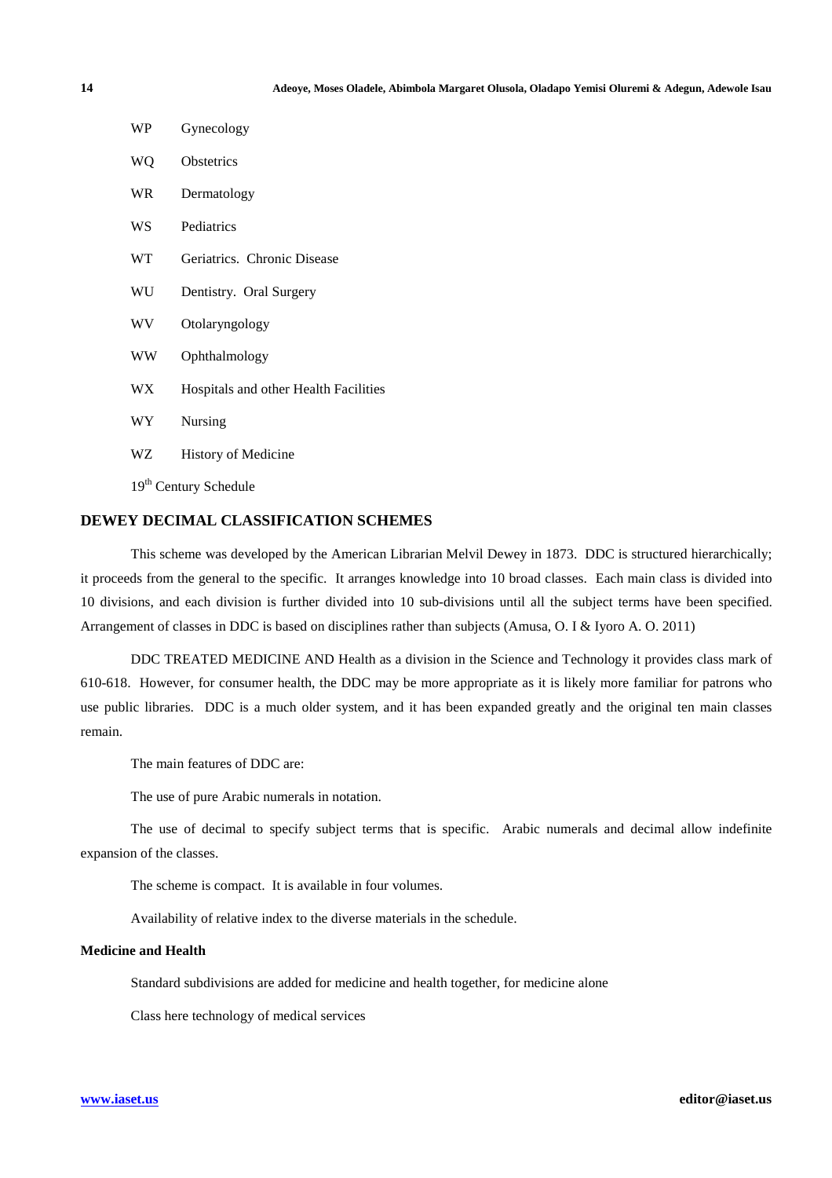| | |
|---|---|
| WP | Gynecology |
| WQ | Obstetrics |
| WR | Dermatology |
| WS | Pediatrics |
| WT | Geriatrics. Chronic Disease |
| WU | Dentistry. Oral Surgery |
| WV | Otolaryngology |
| WW | Ophthalmology |
| WX | Hospitals and other Health Facilities |
| WY | Nursing |
| WZ | History of Medicine |

19th Century Schedule

## DEWEY DECIMAL CLASSIFICATION SCHEMES

This scheme was developed by the American Librarian Melvil Dewey in 1873. DDC is structured hierarchically; it proceeds from the general to the specific. It arranges knowledge into 10 broad classes. Each main class is divided into 10 divisions, and each division is further divided into 10 sub-divisions until all the subject terms have been specified. Arrangement of classes in DDC is based on disciplines rather than subjects (Amusa, O. I & Iyoro A. O. 2011)

DDC TREATED MEDICINE AND Health as a division in the Science and Technology it provides class mark of 610-618. However, for consumer health, the DDC may be more appropriate as it is likely more familiar for patrons who use public libraries. DDC is a much older system, and it has been expanded greatly and the original ten main classes remain.

The main features of DDC are:

The use of pure Arabic numerals in notation.

The use of decimal to specify subject terms that is specific. Arabic numerals and decimal allow indefinite expansion of the classes.

The scheme is compact. It is available in four volumes.

Availability of relative index to the diverse materials in the schedule.

**Medicine and Health**

Standard subdivisions are added for medicine and health together, for medicine alone

Class here technology of medical services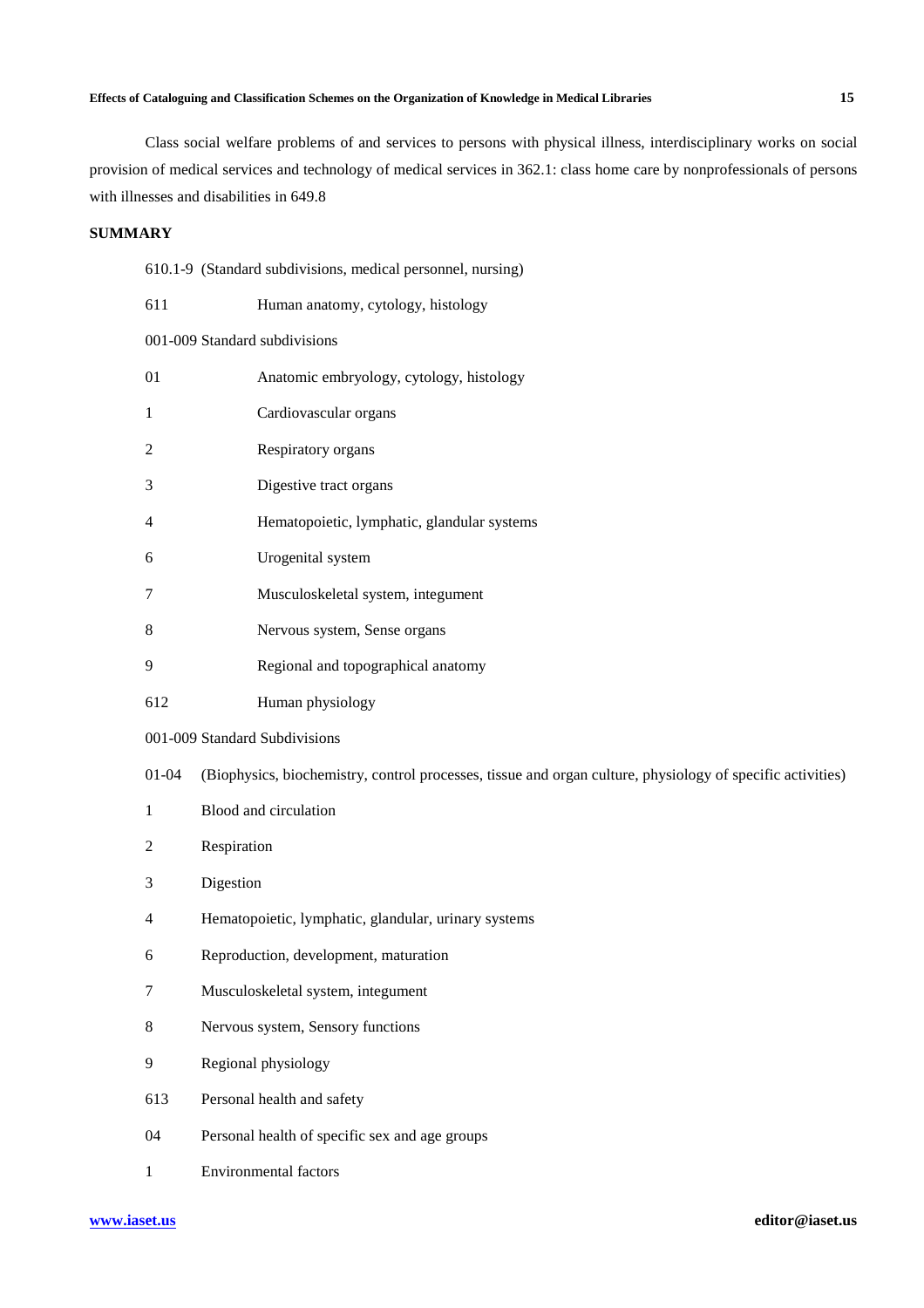Class social welfare problems of and services to persons with physical illness, interdisciplinary works on social provision of medical services and technology of medical services in 362.1: class home care by nonprofessionals of persons with illnesses and disabilities in 649.8

## SUMMARY

610.1-9 (Standard subdivisions, medical personnel, nursing)

611 Human anatomy, cytology, histology

001-009 Standard subdivisions

01 Anatomic embryology, cytology, histology

1 Cardiovascular organs

2 Respiratory organs

3 Digestive tract organs

4 Hematopoietic, lymphatic, glandular systems

6 Urogenital system

7 Musculoskeletal system, integument

8 Nervous system, Sense organs

9 Regional and topographical anatomy

612 Human physiology

001-009 Standard Subdivisions

01-04 (Biophysics, biochemistry, control processes, tissue and organ culture, physiology of specific activities)

1 Blood and circulation

2 Respiration

3 Digestion

4 Hematopoietic, lymphatic, glandular, urinary systems

6 Reproduction, development, maturation

7 Musculoskeletal system, integument

8 Nervous system, Sensory functions

9 Regional physiology

613 Personal health and safety

04 Personal health of specific sex and age groups

1 Environmental factors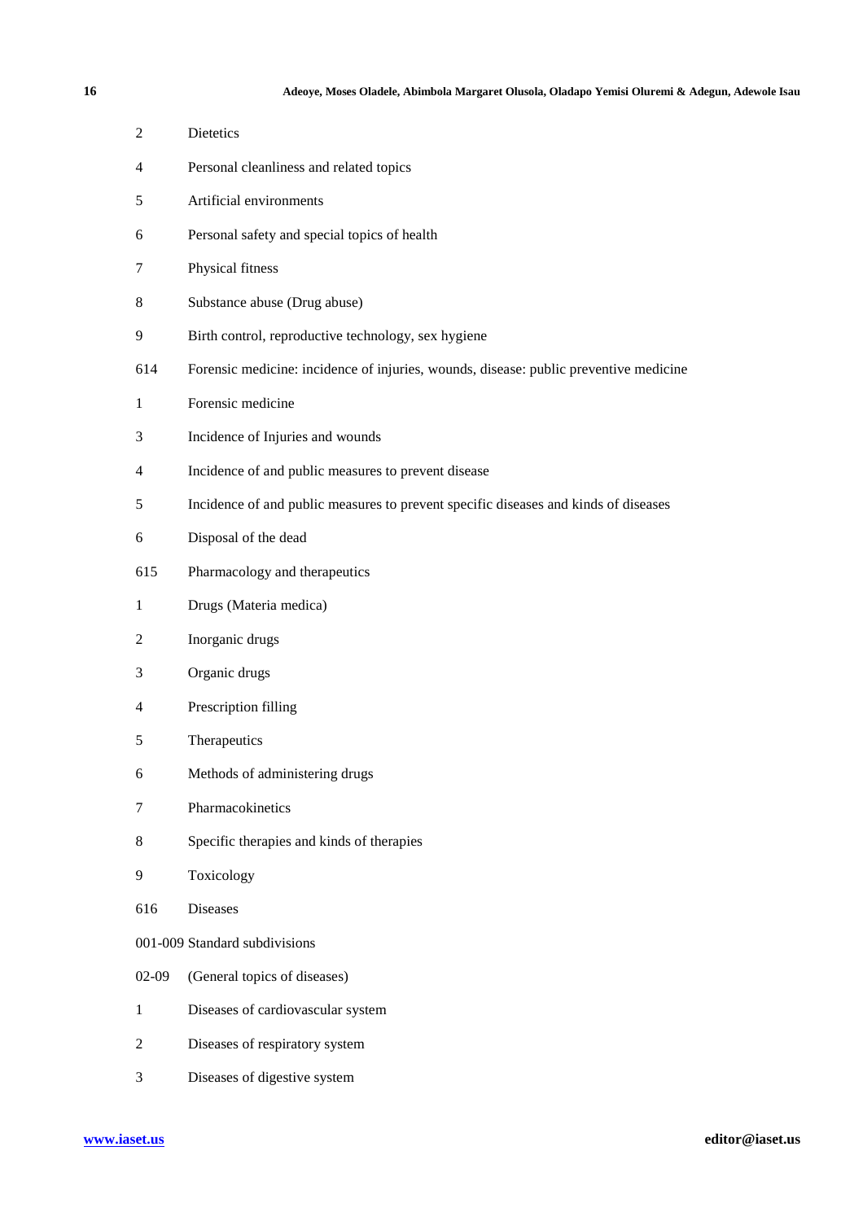| | |
|---|---|
| 2 | Dietetics |
| 4 | Personal cleanliness and related topics |
| 5 | Artificial environments |
| 6 | Personal safety and special topics of health |
| 7 | Physical fitness |
| 8 | Substance abuse (Drug abuse) |
| 9 | Birth control, reproductive technology, sex hygiene |
| 614 | Forensic medicine: incidence of injuries, wounds, disease: public preventive medicine |
| 1 | Forensic medicine |
| 3 | Incidence of Injuries and wounds |
| 4 | Incidence of and public measures to prevent disease |
| 5 | Incidence of and public measures to prevent specific diseases and kinds of diseases |
| 6 | Disposal of the dead |
| 615 | Pharmacology and therapeutics |
| 1 | Drugs (Materia medica) |
| 2 | Inorganic drugs |
| 3 | Organic drugs |
| 4 | Prescription filling |
| 5 | Therapeutics |
| 6 | Methods of administering drugs |
| 7 | Pharmacokinetics |
| 8 | Specific therapies and kinds of therapies |
| 9 | Toxicology |
| 616 | Diseases |
| 001-009 | Standard subdivisions |
| 02-09 | (General topics of diseases) |
| 1 | Diseases of cardiovascular system |
| 2 | Diseases of respiratory system |
| 3 | Diseases of digestive system |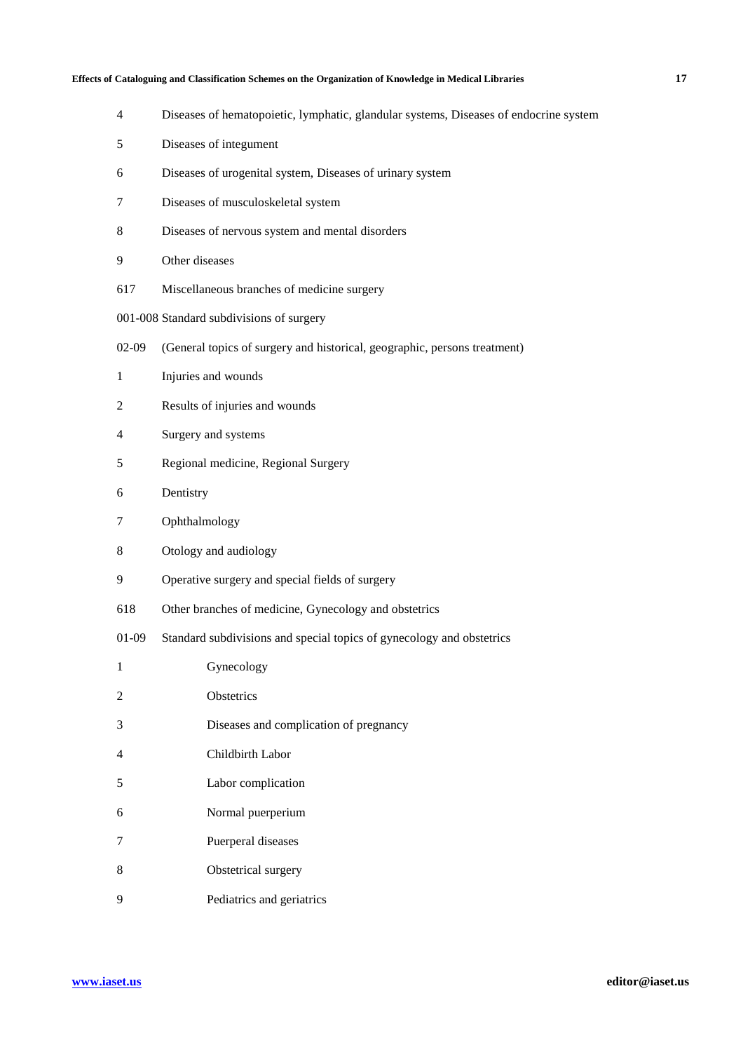| | | |
|---|---|---|
| 4 | Diseases of hematopoietic, lymphatic, glandular systems, Diseases of endocrine system | |
| 5 | Diseases of integument | |
| 6 | Diseases of urogenital system, Diseases of urinary system | |
| 7 | Diseases of musculoskeletal system | |
| 8 | Diseases of nervous system and mental disorders | |
| 9 | Other diseases | |
| 617 | Miscellaneous branches of medicine surgery | |
| 001-008 | Standard subdivisions of surgery | |
| 02-09 | (General topics of surgery and historical, geographic, persons treatment) | |
| 1 | Injuries and wounds | |
| 2 | Results of injuries and wounds | |
| 4 | Surgery and systems | |
| 5 | Regional medicine, Regional Surgery | |
| 6 | Dentistry | |
| 7 | Ophthalmology | |
| 8 | Otology and audiology | |
| 9 | Operative surgery and special fields of surgery | |
| 618 | Other branches of medicine, Gynecology and obstetrics | |
| 01-09 | Standard subdivisions and special topics of gynecology and obstetrics | |
| 1 | | Gynecology |
| 2 | | Obstetrics |
| 3 | | Diseases and complication of pregnancy |
| 4 | | Childbirth Labor |
| 5 | | Labor complication |
| 6 | | Normal puerperium |
| 7 | | Puerperal diseases |
| 8 | | Obstetrical surgery |
| 9 | | Pediatrics and geriatrics |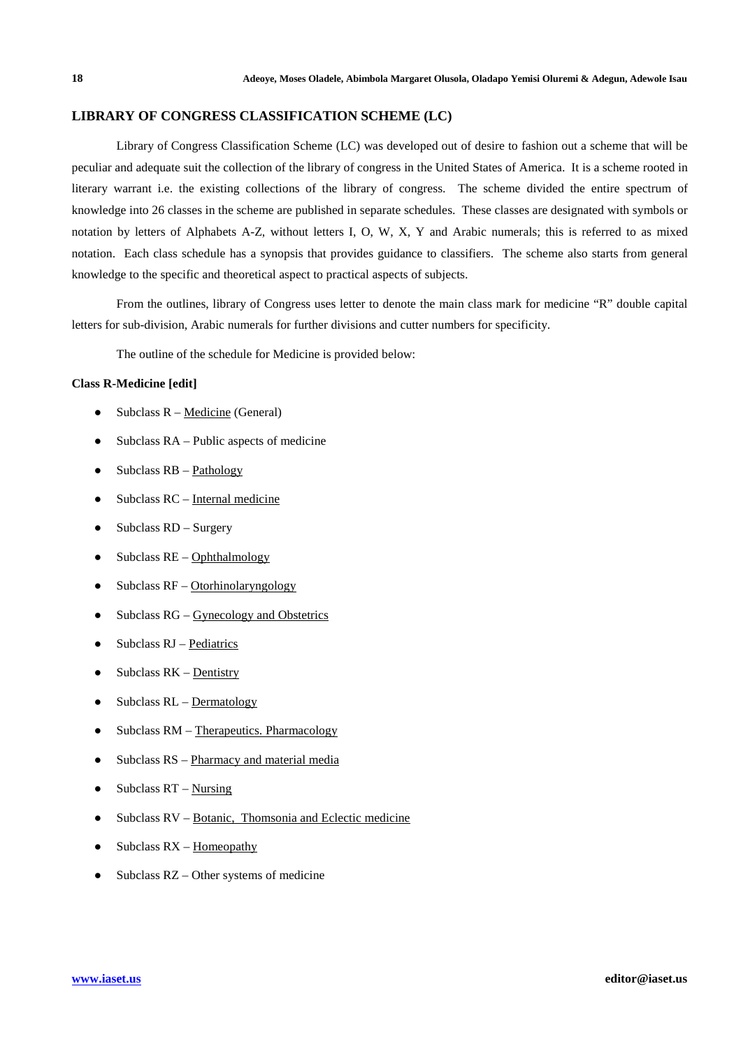## LIBRARY OF CONGRESS CLASSIFICATION SCHEME (LC)

Library of Congress Classification Scheme (LC) was developed out of desire to fashion out a scheme that will be peculiar and adequate suit the collection of the library of congress in the United States of America. It is a scheme rooted in literary warrant i.e. the existing collections of the library of congress. The scheme divided the entire spectrum of knowledge into 26 classes in the scheme are published in separate schedules. These classes are designated with symbols or notation by letters of Alphabets A-Z, without letters I, O, W, X, Y and Arabic numerals; this is referred to as mixed notation. Each class schedule has a synopsis that provides guidance to classifiers. The scheme also starts from general knowledge to the specific and theoretical aspect to practical aspects of subjects.

From the outlines, library of Congress uses letter to denote the main class mark for medicine "R" double capital letters for sub-division, Arabic numerals for further divisions and cutter numbers for specificity.

The outline of the schedule for Medicine is provided below:

**Class R-Medicine [edit]**

- Subclass R – Medicine (General)
- Subclass RA – Public aspects of medicine
- Subclass RB – Pathology
- Subclass RC – Internal medicine
- Subclass RD – Surgery
- Subclass RE – Ophthalmology
- Subclass RF – Otorhinolaryngology
- Subclass RG – Gynecology and Obstetrics
- Subclass RJ – Pediatrics
- Subclass RK – Dentistry
- Subclass RL – Dermatology
- Subclass RM – Therapeutics. Pharmacology
- Subclass RS – Pharmacy and material media
- Subclass RT – Nursing
- Subclass RV – Botanic, Thomsonia and Eclectic medicine
- Subclass RX – Homeopathy
- Subclass RZ – Other systems of medicine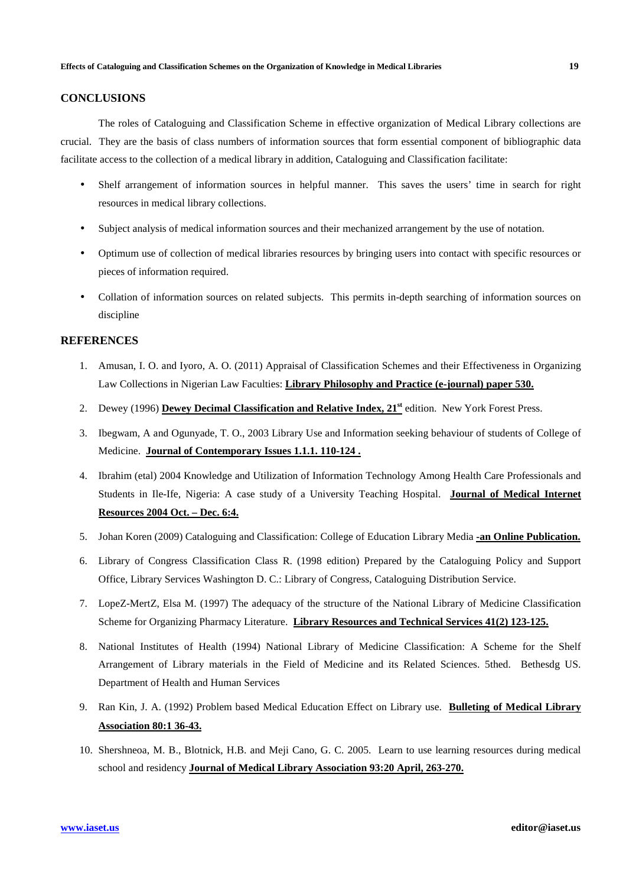## CONCLUSIONS

The roles of Cataloguing and Classification Scheme in effective organization of Medical Library collections are crucial. They are the basis of class numbers of information sources that form essential component of bibliographic data facilitate access to the collection of a medical library in addition, Cataloguing and Classification facilitate:

- Shelf arrangement of information sources in helpful manner. This saves the users' time in search for right resources in medical library collections.
- Subject analysis of medical information sources and their mechanized arrangement by the use of notation.
- Optimum use of collection of medical libraries resources by bringing users into contact with specific resources or pieces of information required.
- Collation of information sources on related subjects. This permits in-depth searching of information sources on discipline

## REFERENCES

1. Amusan, I. O. and Iyoro, A. O. (2011) Appraisal of Classification Schemes and their Effectiveness in Organizing Law Collections in Nigerian Law Faculties: **Library Philosophy and Practice (e-journal) paper 530.**
2. Dewey (1996) **Dewey Decimal Classification and Relative Index, 21st** edition. New York Forest Press.
3. Ibegwam, A and Ogunyade, T. O., 2003 Library Use and Information seeking behaviour of students of College of Medicine. **Journal of Contemporary Issues 1.1.1. 110-124 .**
4. Ibrahim (etal) 2004 Knowledge and Utilization of Information Technology Among Health Care Professionals and Students in Ile-Ife, Nigeria: A case study of a University Teaching Hospital. **Journal of Medical Internet Resources 2004 Oct. – Dec. 6:4.**
5. Johan Koren (2009) Cataloguing and Classification: College of Education Library Media **-an Online Publication.**
6. Library of Congress Classification Class R. (1998 edition) Prepared by the Cataloguing Policy and Support Office, Library Services Washington D. C.: Library of Congress, Cataloguing Distribution Service.
7. LopeZ-MertZ, Elsa M. (1997) The adequacy of the structure of the National Library of Medicine Classification Scheme for Organizing Pharmacy Literature. **Library Resources and Technical Services 41(2) 123-125.**
8. National Institutes of Health (1994) National Library of Medicine Classification: A Scheme for the Shelf Arrangement of Library materials in the Field of Medicine and its Related Sciences. 5thed. Bethesdg US. Department of Health and Human Services
9. Ran Kin, J. A. (1992) Problem based Medical Education Effect on Library use. **Bulleting of Medical Library Association 80:1 36-43.**
10. Shershneoa, M. B., Blotnick, H.B. and Meji Cano, G. C. 2005. Learn to use learning resources during medical school and residency **Journal of Medical Library Association 93:20 April, 263-270.**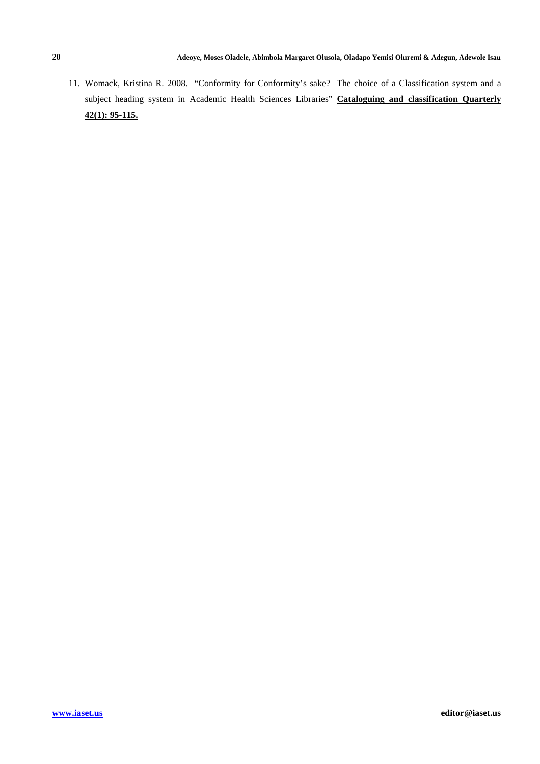11. Womack, Kristina R. 2008. "Conformity for Conformity's sake? The choice of a Classification system and a subject heading system in Academic Health Sciences Libraries" **Cataloguing and classification Quarterly 42(1): 95-115.**